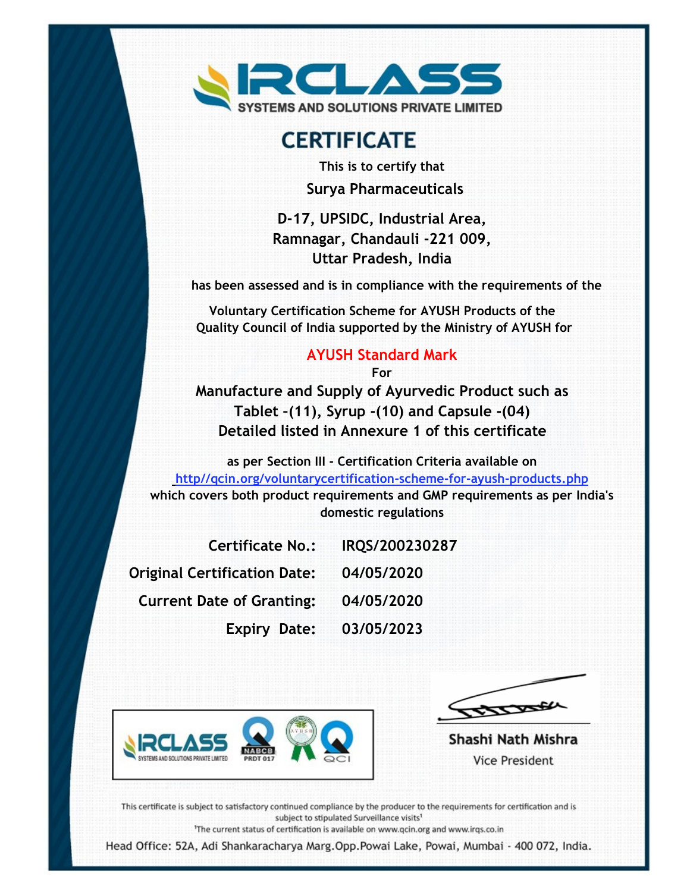# IRCLASS

SYSTEMS AND SOLUTIONS PRIVATE LIMITED

## CERTIFICATE

This is to certify that

**Surya Pharmaceuticals**

**D-17, UPSIDC, Industrial Area,**
**Ramnagar, Chandauli -221 009,**
**Uttar Pradesh, India**

has been assessed and is in compliance with the requirements of the

Voluntary Certification Scheme for AYUSH Products of the Quality Council of India supported by the Ministry of AYUSH for

**AYUSH Standard Mark**

For

**Manufacture and Supply of Ayurvedic Product such as Tablet –(11), Syrup -(10) and Capsule -(04) Detailed listed in Annexure 1 of this certificate**

as per Section III - Certification Criteria available on http//qcin.org/voluntarycertification-scheme-for-ayush-products.php which covers both product requirements and GMP requirements as per India's domestic regulations

| | |
|---|---|
| **Certificate No.:** | **IRQS/200230287** |
| **Original Certification Date:** | **04/05/2020** |
| **Current Date of Granting:** | **04/05/2020** |
| **Expiry Date:** | **03/05/2023** |

IRCLASS SYSTEMS AND SOLUTIONS PRIVATE LIMITED | NABCB PRDT 017 | AYUSH | QCI

**Shashi Nath Mishra**
Vice President

This certificate is subject to satisfactory continued compliance by the producer to the requirements for certification and is subject to stipulated Surveillance visits[1]

[1]The current status of certification is available on www.qcin.org and www.irqs.co.in

Head Office: 52A, Adi Shankaracharya Marg.Opp.Powai Lake, Powai, Mumbai - 400 072, India.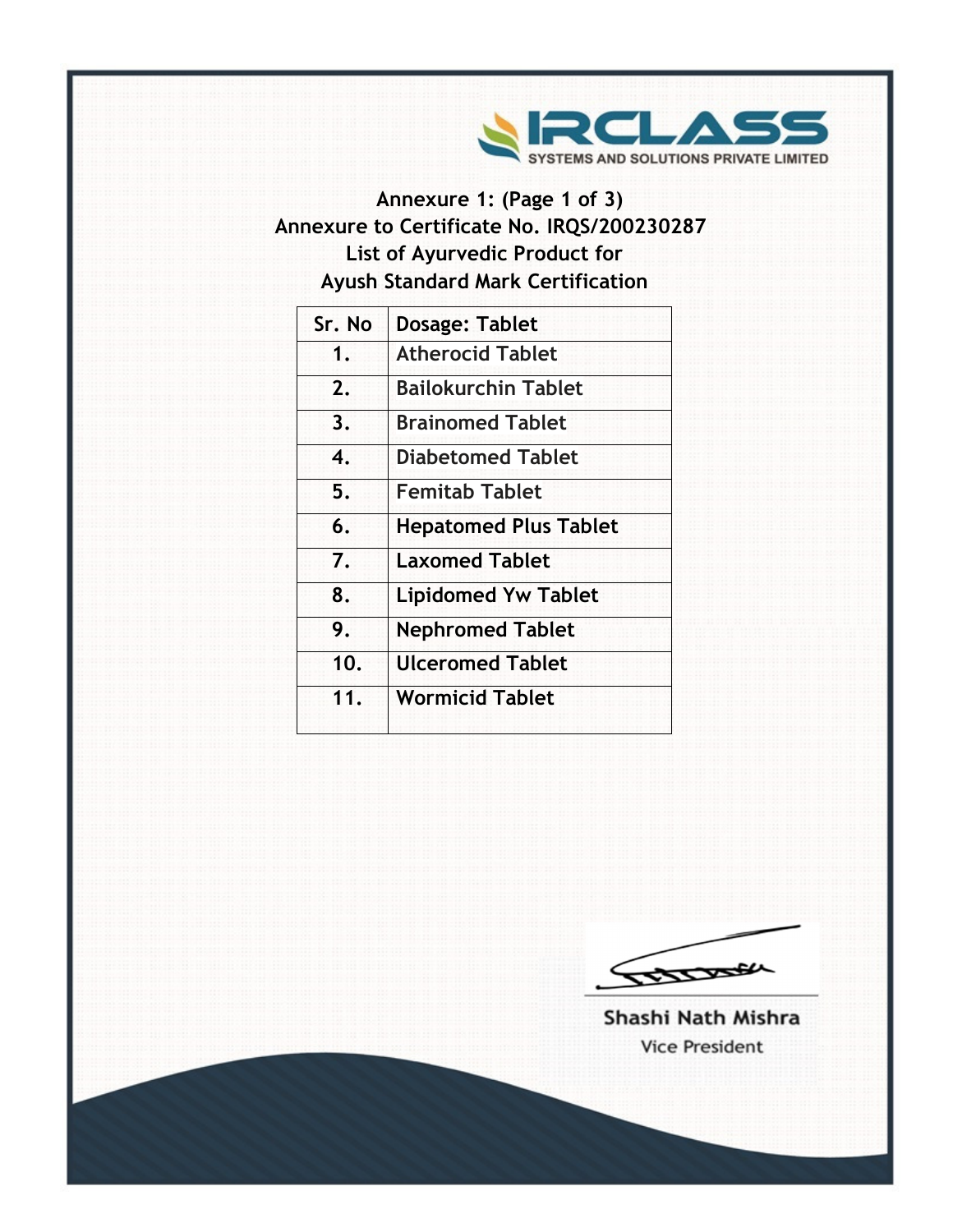IRCLASS SYSTEMS AND SOLUTIONS PRIVATE LIMITED

**Annexure 1: (Page 1 of 3)**
**Annexure to Certificate No. IRQS/200230287**
**List of Ayurvedic Product for**
**Ayush Standard Mark Certification**

| Sr. No | Dosage: Tablet |
|---|---|
| 1. | Atherocid Tablet |
| 2. | Bailokurchin Tablet |
| 3. | Brainomed Tablet |
| 4. | Diabetomed Tablet |
| 5. | Femitab Tablet |
| 6. | Hepatomed Plus Tablet |
| 7. | Laxomed Tablet |
| 8. | Lipidomed Yw Tablet |
| 9. | Nephromed Tablet |
| 10. | Ulceromed Tablet |
| 11. | Wormicid Tablet |

Shashi Nath Mishra
Vice President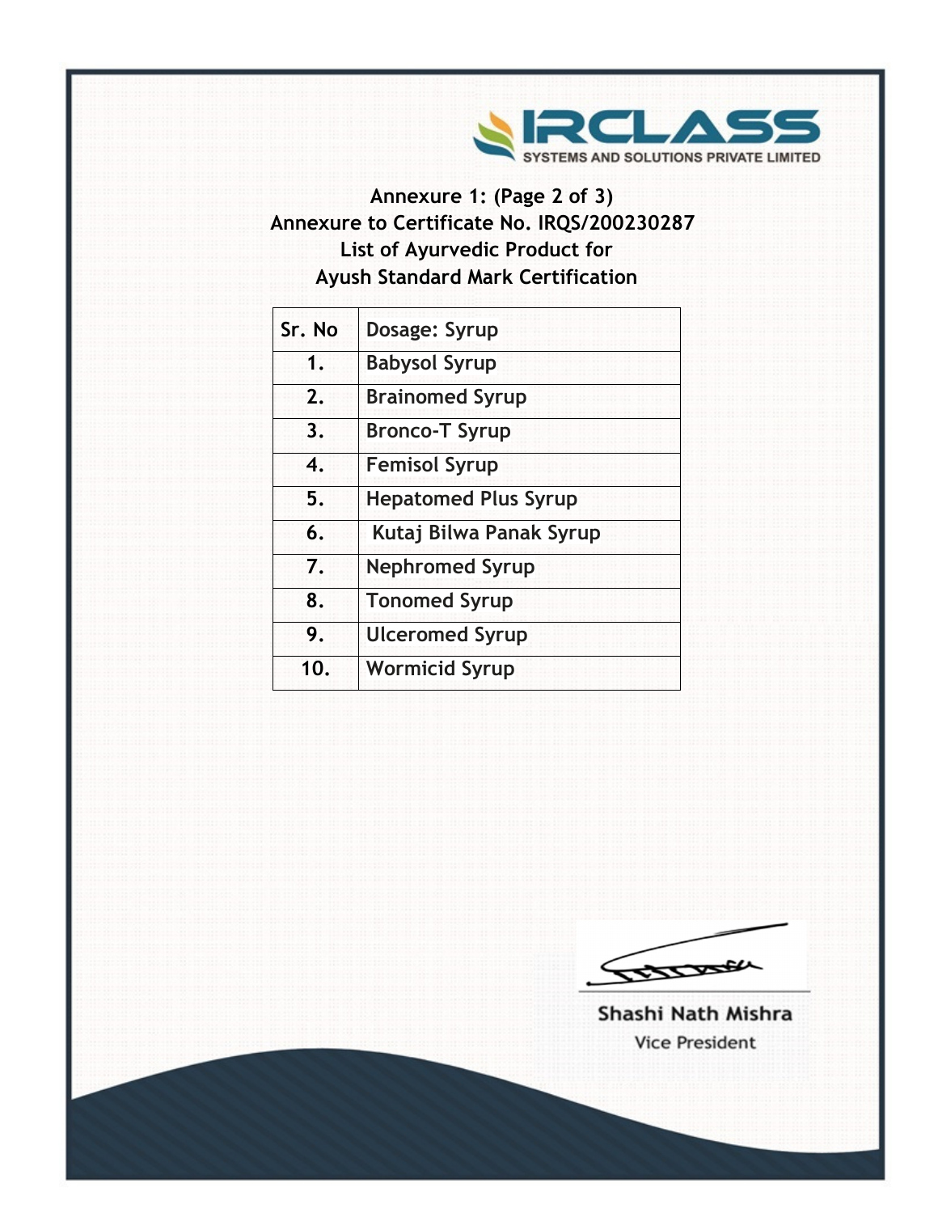IRCLASS SYSTEMS AND SOLUTIONS PRIVATE LIMITED

## Annexure 1: (Page 2 of 3)
## Annexure to Certificate No. IRQS/200230287
## List of Ayurvedic Product for
## Ayush Standard Mark Certification

| Sr. No | Dosage: Syrup |
|---|---|
| 1. | Babysol Syrup |
| 2. | Brainomed Syrup |
| 3. | Bronco-T Syrup |
| 4. | Femisol Syrup |
| 5. | Hepatomed Plus Syrup |
| 6. | Kutaj Bilwa Panak Syrup |
| 7. | Nephromed Syrup |
| 8. | Tonomed Syrup |
| 9. | Ulceromed Syrup |
| 10. | Wormicid Syrup |

Shashi Nath Mishra
Vice President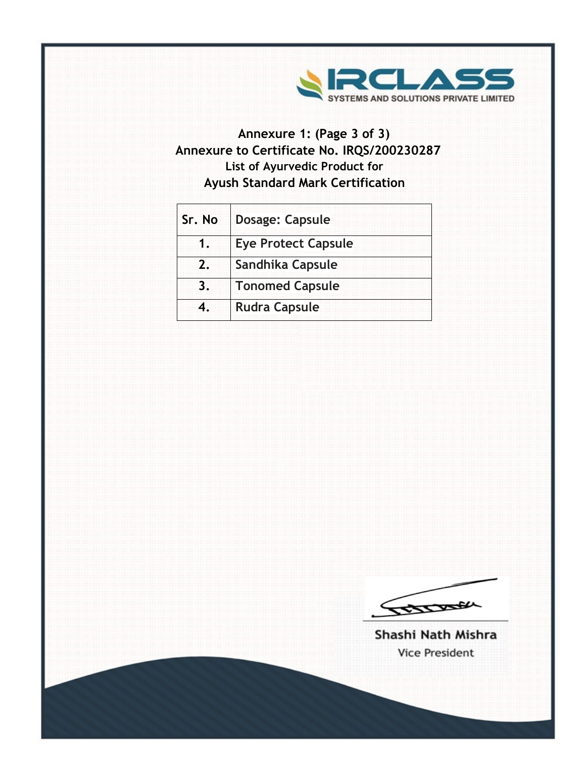IRCLASS
SYSTEMS AND SOLUTIONS PRIVATE LIMITED

**Annexure 1: (Page 3 of 3)**
**Annexure to Certificate No. IRQS/200230287**
**List of Ayurvedic Product for**
**Ayush Standard Mark Certification**

| Sr. No | Dosage: Capsule |
|---|---|
| 1. | Eye Protect Capsule |
| 2. | Sandhika Capsule |
| 3. | Tonomed Capsule |
| 4. | Rudra Capsule |

**Shashi Nath Mishra**
Vice President